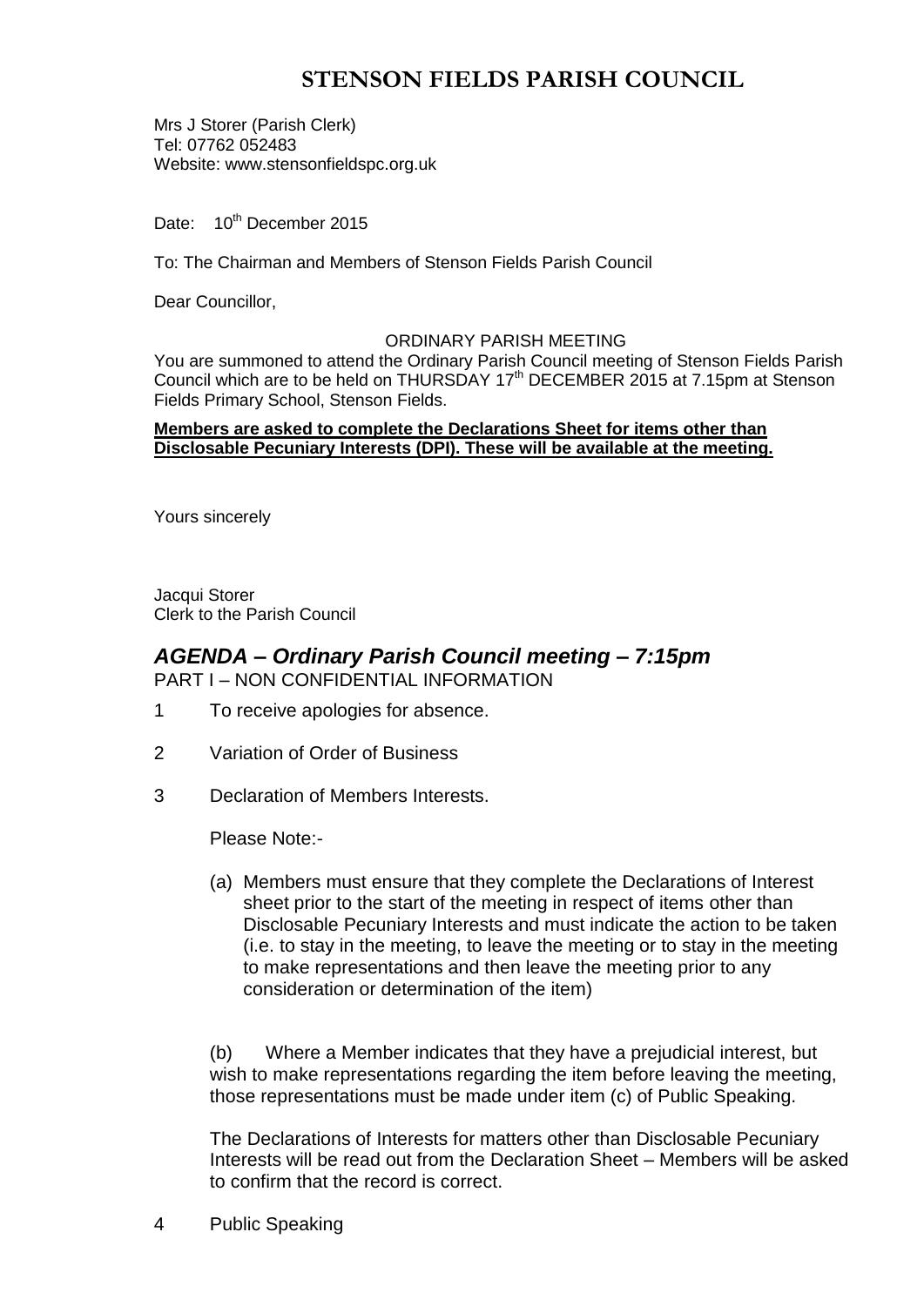# STENSON FIELDS PARISH COUNCIL

Mrs J Storer (Parish Clerk)
Tel: 07762 052483
Website: www.stensonfieldspc.org.uk

Date: 10th December 2015

To: The Chairman and Members of Stenson Fields Parish Council

Dear Councillor,

ORDINARY PARISH MEETING

You are summoned to attend the Ordinary Parish Council meeting of Stenson Fields Parish Council which are to be held on THURSDAY 17th DECEMBER 2015 at 7.15pm at Stenson Fields Primary School, Stenson Fields.

**Members are asked to complete the Declarations Sheet for items other than Disclosable Pecuniary Interests (DPI). These will be available at the meeting.**

Yours sincerely

Jacqui Storer
Clerk to the Parish Council

## *AGENDA – Ordinary Parish Council meeting – 7:15pm*

PART I – NON CONFIDENTIAL INFORMATION

1 To receive apologies for absence.

2 Variation of Order of Business

3 Declaration of Members Interests.

Please Note:-

(a) Members must ensure that they complete the Declarations of Interest sheet prior to the start of the meeting in respect of items other than Disclosable Pecuniary Interests and must indicate the action to be taken (i.e. to stay in the meeting, to leave the meeting or to stay in the meeting to make representations and then leave the meeting prior to any consideration or determination of the item)

(b) Where a Member indicates that they have a prejudicial interest, but wish to make representations regarding the item before leaving the meeting, those representations must be made under item (c) of Public Speaking.

The Declarations of Interests for matters other than Disclosable Pecuniary Interests will be read out from the Declaration Sheet – Members will be asked to confirm that the record is correct.

4 Public Speaking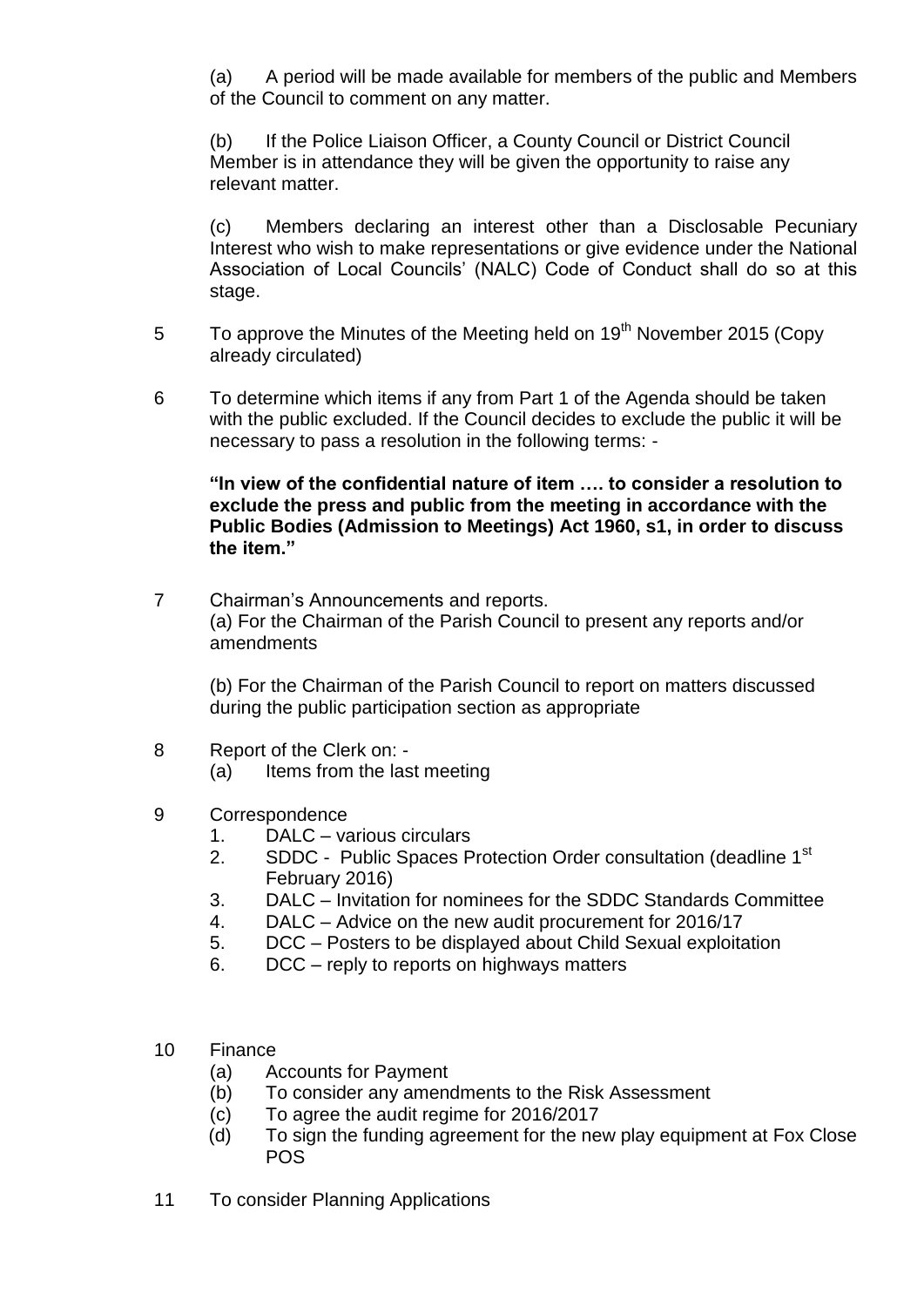(a) A period will be made available for members of the public and Members of the Council to comment on any matter.

(b) If the Police Liaison Officer, a County Council or District Council Member is in attendance they will be given the opportunity to raise any relevant matter.

(c) Members declaring an interest other than a Disclosable Pecuniary Interest who wish to make representations or give evidence under the National Association of Local Councils' (NALC) Code of Conduct shall do so at this stage.

5 To approve the Minutes of the Meeting held on 19th November 2015 (Copy already circulated)

6 To determine which items if any from Part 1 of the Agenda should be taken with the public excluded. If the Council decides to exclude the public it will be necessary to pass a resolution in the following terms: -

**"In view of the confidential nature of item …. to consider a resolution to exclude the press and public from the meeting in accordance with the Public Bodies (Admission to Meetings) Act 1960, s1, in order to discuss the item."**

7 Chairman's Announcements and reports.
(a) For the Chairman of the Parish Council to present any reports and/or amendments

(b) For the Chairman of the Parish Council to report on matters discussed during the public participation section as appropriate

8 Report of the Clerk on: -
 (a) Items from the last meeting

9 Correspondence
 1. DALC – various circulars
 2. SDDC - Public Spaces Protection Order consultation (deadline 1st February 2016)
 3. DALC – Invitation for nominees for the SDDC Standards Committee
 4. DALC – Advice on the new audit procurement for 2016/17
 5. DCC – Posters to be displayed about Child Sexual exploitation
 6. DCC – reply to reports on highways matters

10 Finance
 (a) Accounts for Payment
 (b) To consider any amendments to the Risk Assessment
 (c) To agree the audit regime for 2016/2017
 (d) To sign the funding agreement for the new play equipment at Fox Close POS

11 To consider Planning Applications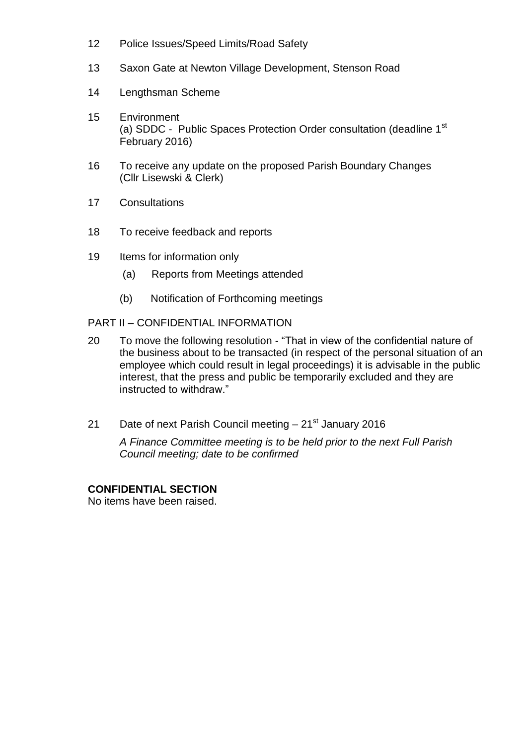12 Police Issues/Speed Limits/Road Safety

13 Saxon Gate at Newton Village Development, Stenson Road

14 Lengthsman Scheme

15 Environment
(a) SDDC - Public Spaces Protection Order consultation (deadline 1st February 2016)

16 To receive any update on the proposed Parish Boundary Changes (Cllr Lisewski & Clerk)

17 Consultations

18 To receive feedback and reports

19 Items for information only

(a) Reports from Meetings attended

(b) Notification of Forthcoming meetings

PART II – CONFIDENTIAL INFORMATION

20 To move the following resolution - "That in view of the confidential nature of the business about to be transacted (in respect of the personal situation of an employee which could result in legal proceedings) it is advisable in the public interest, that the press and public be temporarily excluded and they are instructed to withdraw."

21 Date of next Parish Council meeting – 21st January 2016

*A Finance Committee meeting is to be held prior to the next Full Parish Council meeting; date to be confirmed*

**CONFIDENTIAL SECTION**
No items have been raised.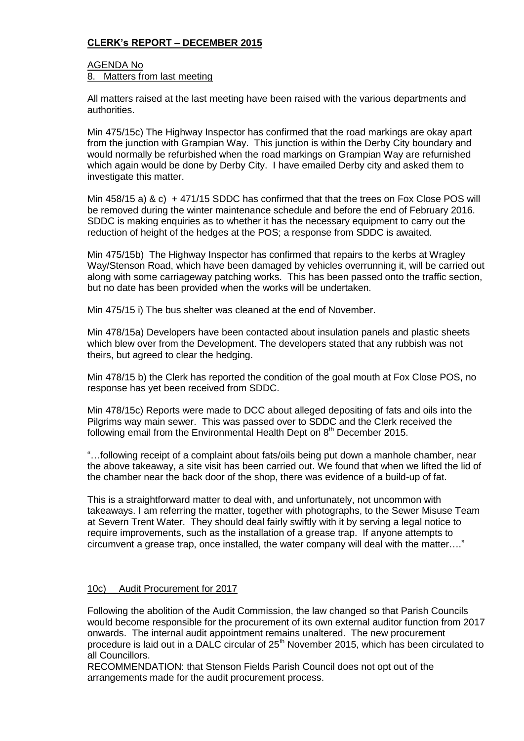## **CLERK's REPORT – DECEMBER 2015**

AGENDA No

8. Matters from last meeting

All matters raised at the last meeting have been raised with the various departments and authorities.

Min 475/15c) The Highway Inspector has confirmed that the road markings are okay apart from the junction with Grampian Way. This junction is within the Derby City boundary and would normally be refurbished when the road markings on Grampian Way are refurnished which again would be done by Derby City. I have emailed Derby city and asked them to investigate this matter.

Min 458/15 a) & c) + 471/15 SDDC has confirmed that that the trees on Fox Close POS will be removed during the winter maintenance schedule and before the end of February 2016. SDDC is making enquiries as to whether it has the necessary equipment to carry out the reduction of height of the hedges at the POS; a response from SDDC is awaited.

Min 475/15b) The Highway Inspector has confirmed that repairs to the kerbs at Wragley Way/Stenson Road, which have been damaged by vehicles overrunning it, will be carried out along with some carriageway patching works. This has been passed onto the traffic section, but no date has been provided when the works will be undertaken.

Min 475/15 i) The bus shelter was cleaned at the end of November.

Min 478/15a) Developers have been contacted about insulation panels and plastic sheets which blew over from the Development. The developers stated that any rubbish was not theirs, but agreed to clear the hedging.

Min 478/15 b) the Clerk has reported the condition of the goal mouth at Fox Close POS, no response has yet been received from SDDC.

Min 478/15c) Reports were made to DCC about alleged depositing of fats and oils into the Pilgrims way main sewer. This was passed over to SDDC and the Clerk received the following email from the Environmental Health Dept on 8th December 2015.

"…following receipt of a complaint about fats/oils being put down a manhole chamber, near the above takeaway, a site visit has been carried out. We found that when we lifted the lid of the chamber near the back door of the shop, there was evidence of a build-up of fat.

This is a straightforward matter to deal with, and unfortunately, not uncommon with takeaways. I am referring the matter, together with photographs, to the Sewer Misuse Team at Severn Trent Water. They should deal fairly swiftly with it by serving a legal notice to require improvements, such as the installation of a grease trap. If anyone attempts to circumvent a grease trap, once installed, the water company will deal with the matter…."

10c) Audit Procurement for 2017

Following the abolition of the Audit Commission, the law changed so that Parish Councils would become responsible for the procurement of its own external auditor function from 2017 onwards. The internal audit appointment remains unaltered. The new procurement procedure is laid out in a DALC circular of 25th November 2015, which has been circulated to all Councillors.

RECOMMENDATION: that Stenson Fields Parish Council does not opt out of the arrangements made for the audit procurement process.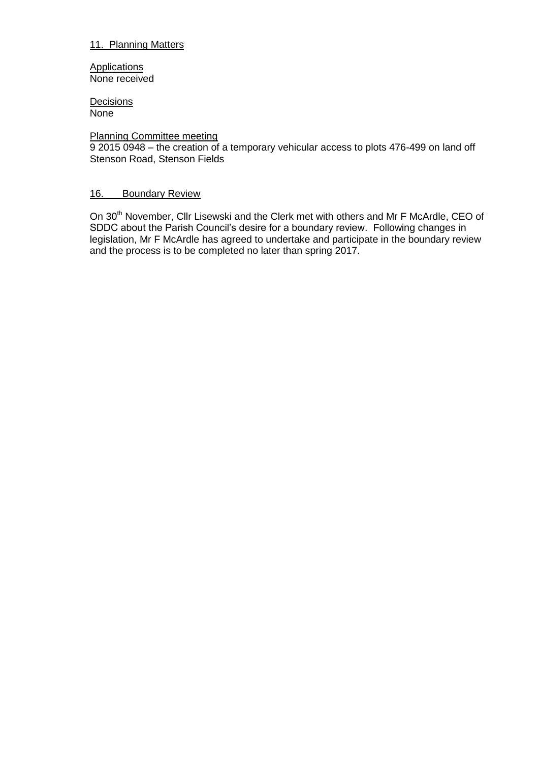## 11. Planning Matters

Applications
None received

Decisions
None

Planning Committee meeting
9 2015 0948 – the creation of a temporary vehicular access to plots 476-499 on land off Stenson Road, Stenson Fields

## 16. Boundary Review

On 30th November, Cllr Lisewski and the Clerk met with others and Mr F McArdle, CEO of SDDC about the Parish Council's desire for a boundary review. Following changes in legislation, Mr F McArdle has agreed to undertake and participate in the boundary review and the process is to be completed no later than spring 2017.